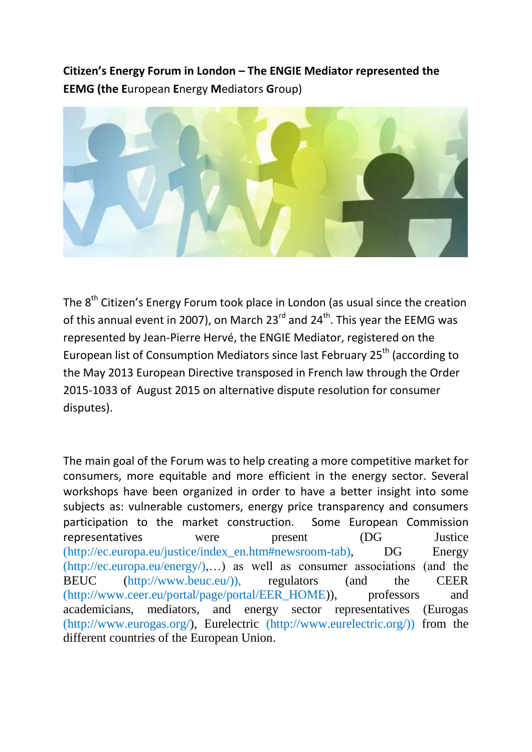**Citizen's Energy Forum in London – The ENGIE Mediator represented the EEMG (the E**uropean **E**nergy **M**ediators **G**roup)

The 8th Citizen's Energy Forum took place in London (as usual since the creation of this annual event in 2007), on March 23rd and 24th. This year the EEMG was represented by Jean-Pierre Hervé, the ENGIE Mediator, registered on the European list of Consumption Mediators since last February 25th (according to the May 2013 European Directive transposed in French law through the Order 2015-1033 of August 2015 on alternative dispute resolution for consumer disputes).

The main goal of the Forum was to help creating a more competitive market for consumers, more equitable and more efficient in the energy sector. Several workshops have been organized in order to have a better insight into some subjects as: vulnerable customers, energy price transparency and consumers participation to the market construction. Some European Commission representatives were present (DG Justice (http://ec.europa.eu/justice/index_en.htm#newsroom-tab), DG Energy (http://ec.europa.eu/energy/),…) as well as consumer associations (and the BEUC (http://www.beuc.eu/)), regulators (and the CEER (http://www.ceer.eu/portal/page/portal/EER_HOME)), professors and academicians, mediators, and energy sector representatives (Eurogas (http://www.eurogas.org/), Eurelectric (http://www.eurelectric.org/)) from the different countries of the European Union.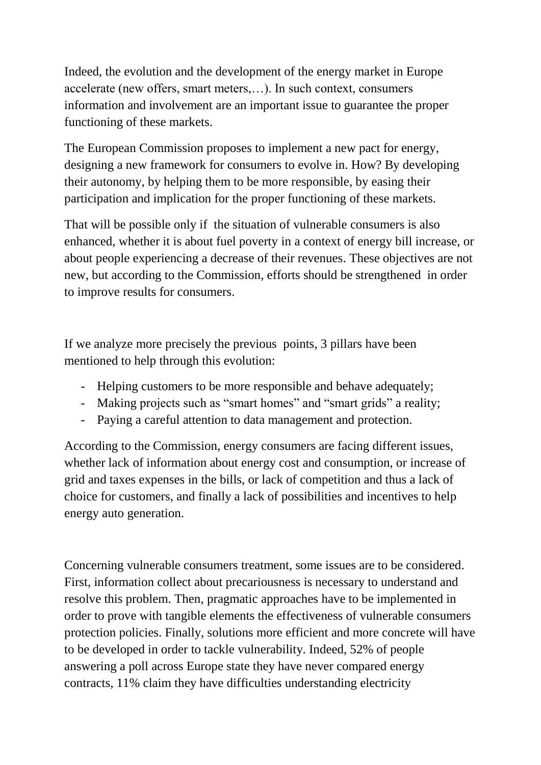Indeed, the evolution and the development of the energy market in Europe accelerate (new offers, smart meters,…). In such context, consumers information and involvement are an important issue to guarantee the proper functioning of these markets.

The European Commission proposes to implement a new pact for energy, designing a new framework for consumers to evolve in. How? By developing their autonomy, by helping them to be more responsible, by easing their participation and implication for the proper functioning of these markets.

That will be possible only if the situation of vulnerable consumers is also enhanced, whether it is about fuel poverty in a context of energy bill increase, or about people experiencing a decrease of their revenues. These objectives are not new, but according to the Commission, efforts should be strengthened in order to improve results for consumers.

If we analyze more precisely the previous points, 3 pillars have been mentioned to help through this evolution:

- Helping customers to be more responsible and behave adequately;
- Making projects such as "smart homes" and "smart grids" a reality;
- Paying a careful attention to data management and protection.

According to the Commission, energy consumers are facing different issues, whether lack of information about energy cost and consumption, or increase of grid and taxes expenses in the bills, or lack of competition and thus a lack of choice for customers, and finally a lack of possibilities and incentives to help energy auto generation.

Concerning vulnerable consumers treatment, some issues are to be considered. First, information collect about precariousness is necessary to understand and resolve this problem. Then, pragmatic approaches have to be implemented in order to prove with tangible elements the effectiveness of vulnerable consumers protection policies. Finally, solutions more efficient and more concrete will have to be developed in order to tackle vulnerability. Indeed, 52% of people answering a poll across Europe state they have never compared energy contracts, 11% claim they have difficulties understanding electricity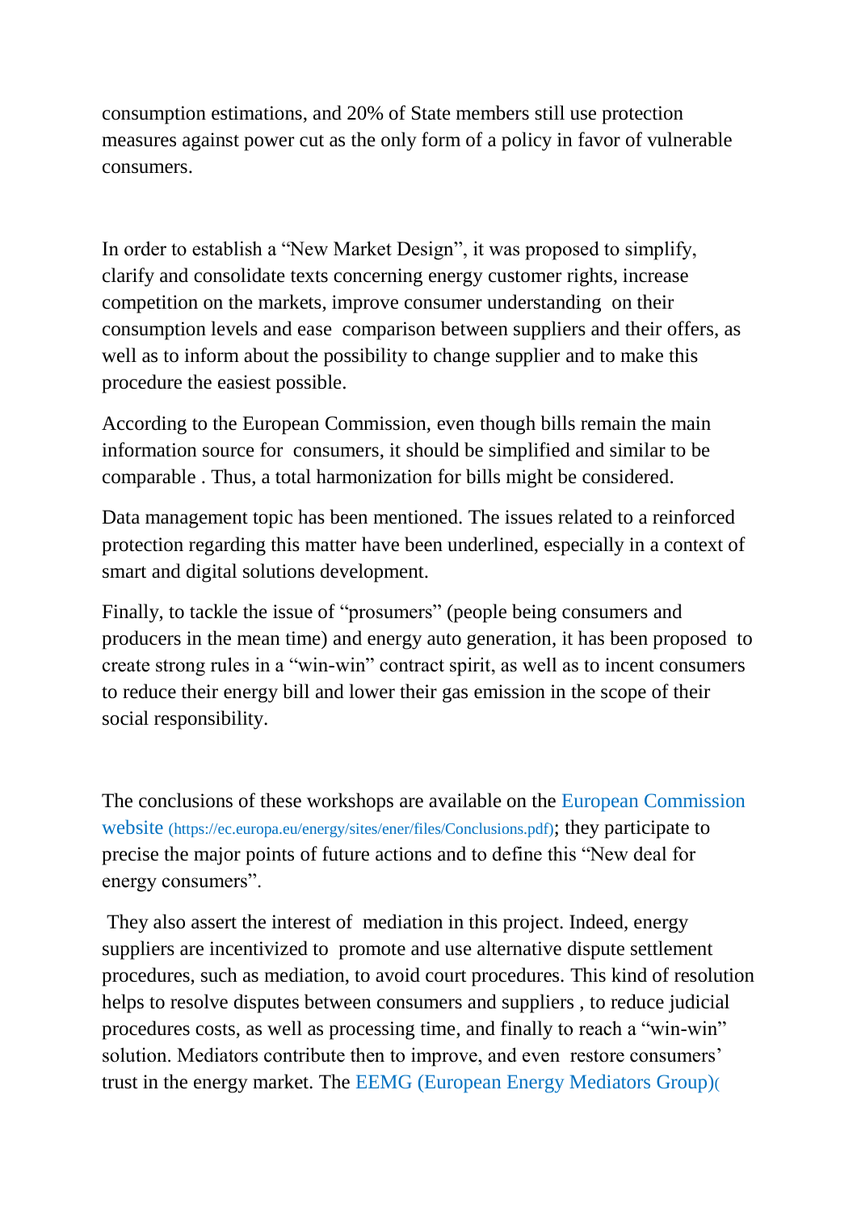consumption estimations, and 20% of State members still use protection measures against power cut as the only form of a policy in favor of vulnerable consumers.

In order to establish a “New Market Design”, it was proposed to simplify, clarify and consolidate texts concerning energy customer rights, increase competition on the markets, improve consumer understanding on their consumption levels and ease comparison between suppliers and their offers, as well as to inform about the possibility to change supplier and to make this procedure the easiest possible.

According to the European Commission, even though bills remain the main information source for consumers, it should be simplified and similar to be comparable . Thus, a total harmonization for bills might be considered.

Data management topic has been mentioned. The issues related to a reinforced protection regarding this matter have been underlined, especially in a context of smart and digital solutions development.

Finally, to tackle the issue of “prosumers” (people being consumers and producers in the mean time) and energy auto generation, it has been proposed to create strong rules in a “win-win” contract spirit, as well as to incent consumers to reduce their energy bill and lower their gas emission in the scope of their social responsibility.

The conclusions of these workshops are available on the European Commission website (https://ec.europa.eu/energy/sites/ener/files/Conclusions.pdf); they participate to precise the major points of future actions and to define this “New deal for energy consumers”.

They also assert the interest of mediation in this project. Indeed, energy suppliers are incentivized to promote and use alternative dispute settlement procedures, such as mediation, to avoid court procedures. This kind of resolution helps to resolve disputes between consumers and suppliers , to reduce judicial procedures costs, as well as processing time, and finally to reach a “win-win” solution. Mediators contribute then to improve, and even restore consumers’ trust in the energy market. The EEMG (European Energy Mediators Group)(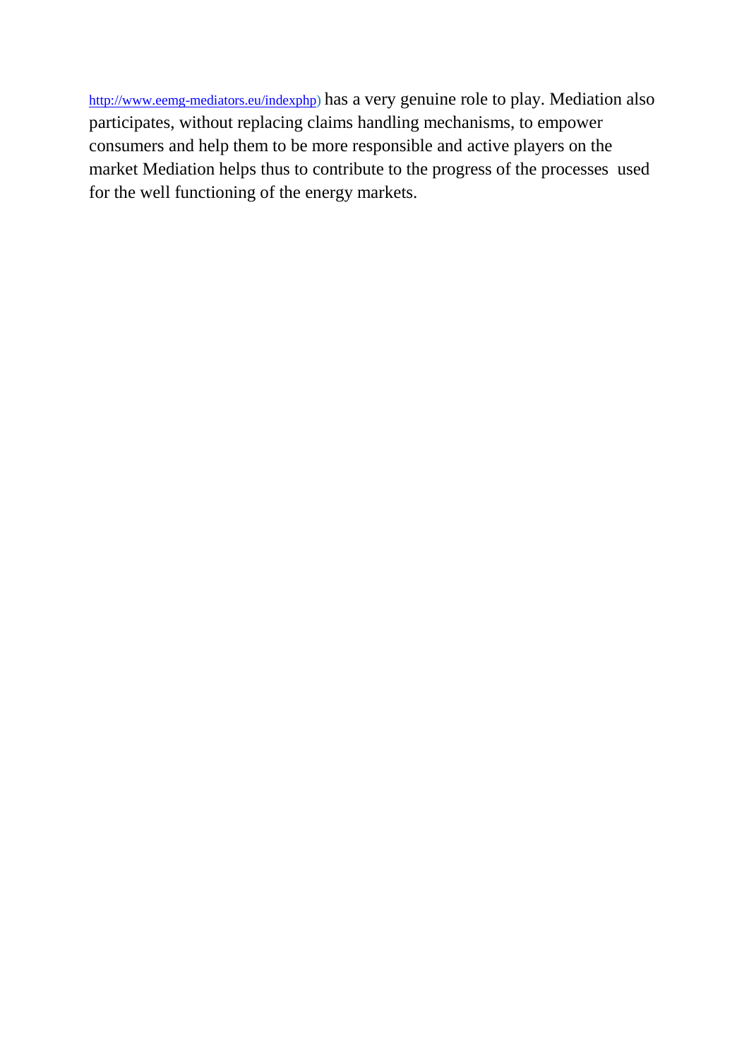http://www.eemg-mediators.eu/indexphp) has a very genuine role to play. Mediation also participates, without replacing claims handling mechanisms, to empower consumers and help them to be more responsible and active players on the market Mediation helps thus to contribute to the progress of the processes used for the well functioning of the energy markets.